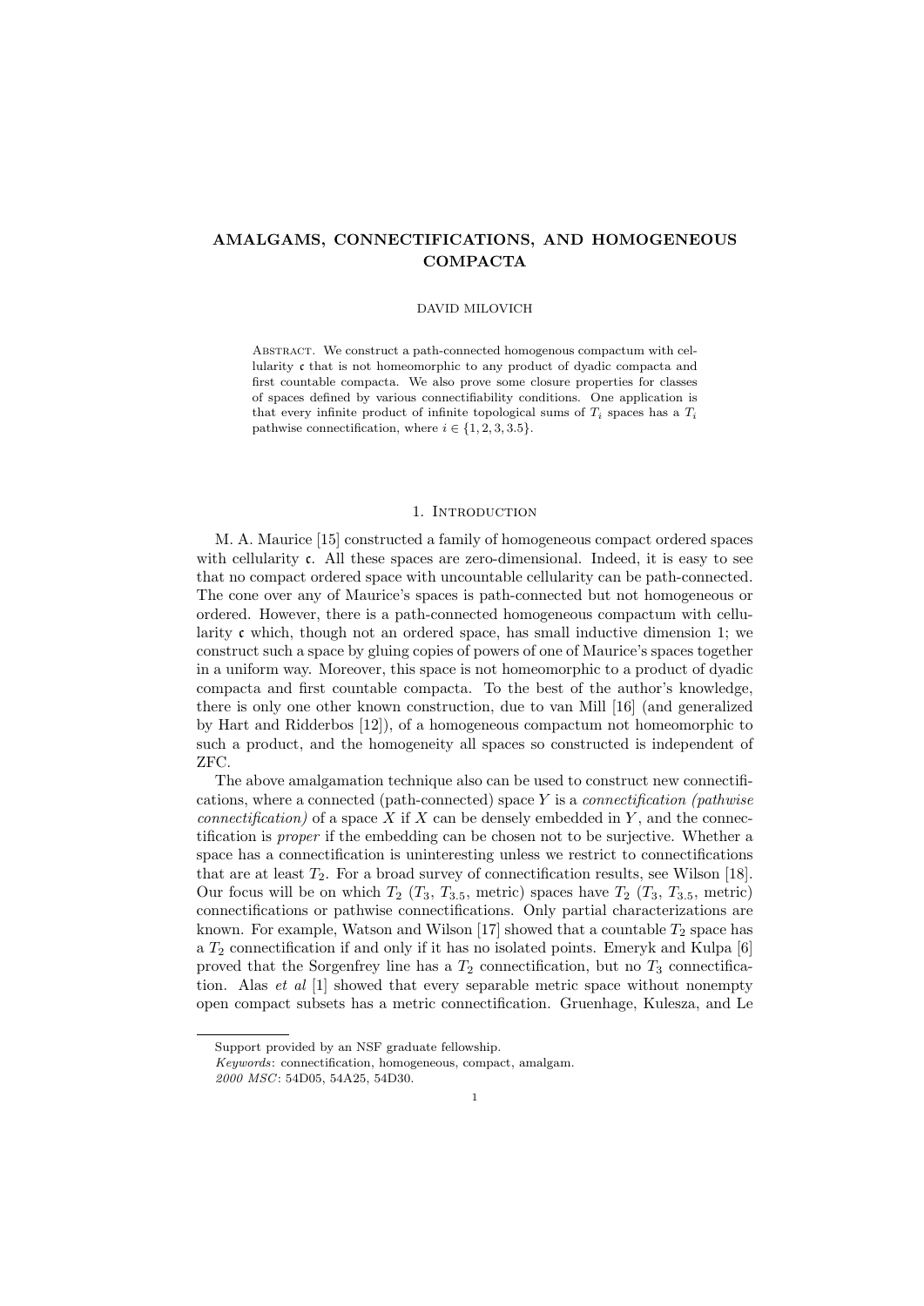# AMALGAMS, CONNECTIFICATIONS, AND HOMOGENEOUS COMPACTA

DAVID MILOVICH

Abstract. We construct a path-connected homogenous compactum with cellularity $\mathfrak{c}$ that is not homeomorphic to any product of dyadic compacta and first countable compacta. We also prove some closure properties for classes of spaces defined by various connectifiability conditions. One application is that every infinite product of infinite topological sums of $T_i$ spaces has a $T_i$ pathwise connectification, where $i \in \{1, 2, 3, 3.5\}$.

## 1. Introduction

M. A. Maurice [15] constructed a family of homogeneous compact ordered spaces with cellularity $\mathfrak{c}$. All these spaces are zero-dimensional. Indeed, it is easy to see that no compact ordered space with uncountable cellularity can be path-connected. The cone over any of Maurice's spaces is path-connected but not homogeneous or ordered. However, there is a path-connected homogeneous compactum with cellularity $\mathfrak{c}$ which, though not an ordered space, has small inductive dimension 1; we construct such a space by gluing copies of powers of one of Maurice's spaces together in a uniform way. Moreover, this space is not homeomorphic to a product of dyadic compacta and first countable compacta. To the best of the author's knowledge, there is only one other known construction, due to van Mill [16] (and generalized by Hart and Ridderbos [12]), of a homogeneous compactum not homeomorphic to such a product, and the homogeneity all spaces so constructed is independent of ZFC.

The above amalgamation technique also can be used to construct new connectifications, where a connected (path-connected) space $Y$ is a *connectification (pathwise connectification)* of a space $X$ if $X$ can be densely embedded in $Y$, and the connectification is *proper* if the embedding can be chosen not to be surjective. Whether a space has a connectification is uninteresting unless we restrict to connectifications that are at least $T_2$. For a broad survey of connectification results, see Wilson [18]. Our focus will be on which $T_2$ ($T_3$, $T_{3.5}$, metric) spaces have $T_2$ ($T_3$, $T_{3.5}$, metric) connectifications or pathwise connectifications. Only partial characterizations are known. For example, Watson and Wilson [17] showed that a countable $T_2$ space has a $T_2$ connectification if and only if it has no isolated points. Emeryk and Kulpa [6] proved that the Sorgenfrey line has a $T_2$ connectification, but no $T_3$ connectification. Alas *et al* [1] showed that every separable metric space without nonempty open compact subsets has a metric connectification. Gruenhage, Kulesza, and Le

---

Support provided by an NSF graduate fellowship.

*Keywords*: connectification, homogeneous, compact, amalgam.

*2000 MSC*: 54D05, 54A25, 54D30.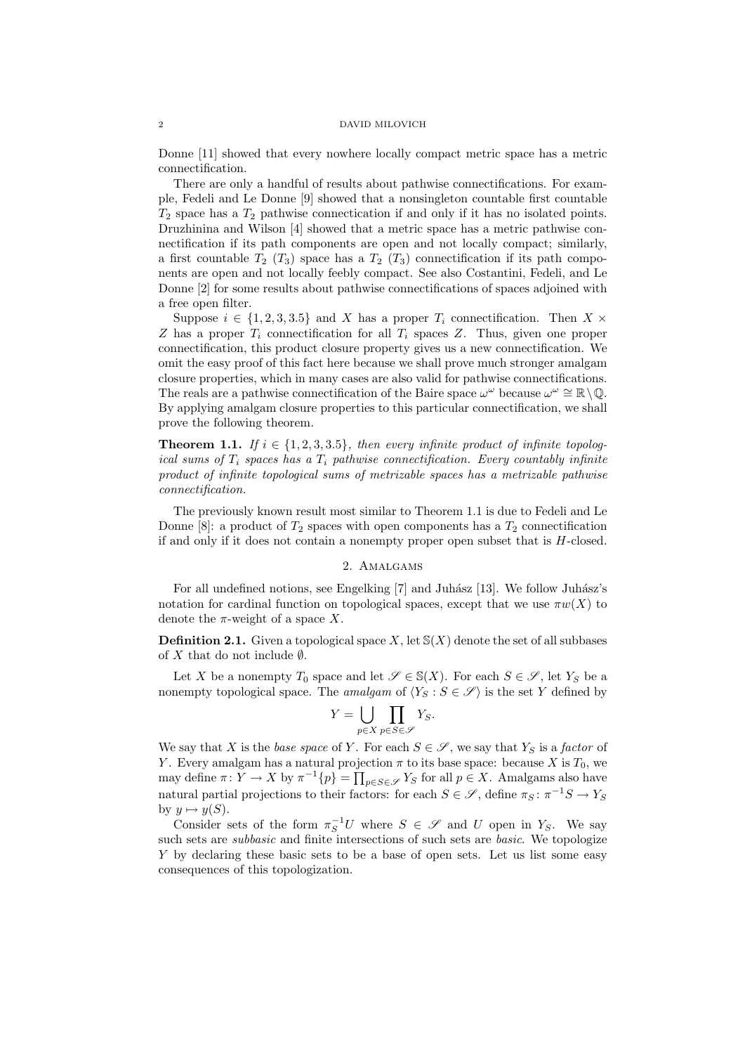Donne [11] showed that every nowhere locally compact metric space has a metric connectification.

There are only a handful of results about pathwise connectifications. For example, Fedeli and Le Donne [9] showed that a nonsingleton countable first countable $T_2$ space has a $T_2$ pathwise connectication if and only if it has no isolated points. Druzhinina and Wilson [4] showed that a metric space has a metric pathwise connectification if its path components are open and not locally compact; similarly, a first countable $T_2$ ($T_3$) space has a $T_2$ ($T_3$) connectification if its path components are open and not locally feebly compact. See also Costantini, Fedeli, and Le Donne [2] for some results about pathwise connectifications of spaces adjoined with a free open filter.

Suppose $i \in \{1, 2, 3, 3.5\}$ and $X$ has a proper $T_i$ connectification. Then $X \times Z$ has a proper $T_i$ connectification for all $T_i$ spaces $Z$. Thus, given one proper connectification, this product closure property gives us a new connectification. We omit the easy proof of this fact here because we shall prove much stronger amalgam closure properties, which in many cases are also valid for pathwise connectifications. The reals are a pathwise connectification of the Baire space $\omega^\omega$ because $\omega^\omega \cong \mathbb{R} \setminus \mathbb{Q}$. By applying amalgam closure properties to this particular connectification, we shall prove the following theorem.

**Theorem 1.1.** *If $i \in \{1, 2, 3, 3.5\}$, then every infinite product of infinite topological sums of $T_i$ spaces has a $T_i$ pathwise connectification. Every countably infinite product of infinite topological sums of metrizable spaces has a metrizable pathwise connectification.*

The previously known result most similar to Theorem 1.1 is due to Fedeli and Le Donne [8]: a product of $T_2$ spaces with open components has a $T_2$ connectification if and only if it does not contain a nonempty proper open subset that is $H$-closed.

## 2. Amalgams

For all undefined notions, see Engelking [7] and Juhász [13]. We follow Juhász's notation for cardinal function on topological spaces, except that we use $\pi w(X)$ to denote the $\pi$-weight of a space $X$.

**Definition 2.1.** Given a topological space $X$, let $\mathbb{S}(X)$ denote the set of all subbases of $X$ that do not include $\emptyset$.

Let $X$ be a nonempty $T_0$ space and let $\mathscr{S} \in \mathbb{S}(X)$. For each $S \in \mathscr{S}$, let $Y_S$ be a nonempty topological space. The *amalgam* of $\langle Y_S : S \in \mathscr{S} \rangle$ is the set $Y$ defined by

$$Y = \bigcup_{p \in X} \prod_{p \in S \in \mathscr{S}} Y_S.$$

We say that $X$ is the *base space* of $Y$. For each $S \in \mathscr{S}$, we say that $Y_S$ is a *factor* of $Y$. Every amalgam has a natural projection $\pi$ to its base space: because $X$ is $T_0$, we may define $\pi \colon Y \to X$ by $\pi^{-1}\{p\} = \prod_{p \in S \in \mathscr{S}} Y_S$ for all $p \in X$. Amalgams also have natural partial projections to their factors: for each $S \in \mathscr{S}$, define $\pi_S \colon \pi^{-1}S \to Y_S$ by $y \mapsto y(S)$.

Consider sets of the form $\pi_S^{-1}U$ where $S \in \mathscr{S}$ and $U$ open in $Y_S$. We say such sets are *subbasic* and finite intersections of such sets are *basic*. We topologize $Y$ by declaring these basic sets to be a base of open sets. Let us list some easy consequences of this topologization.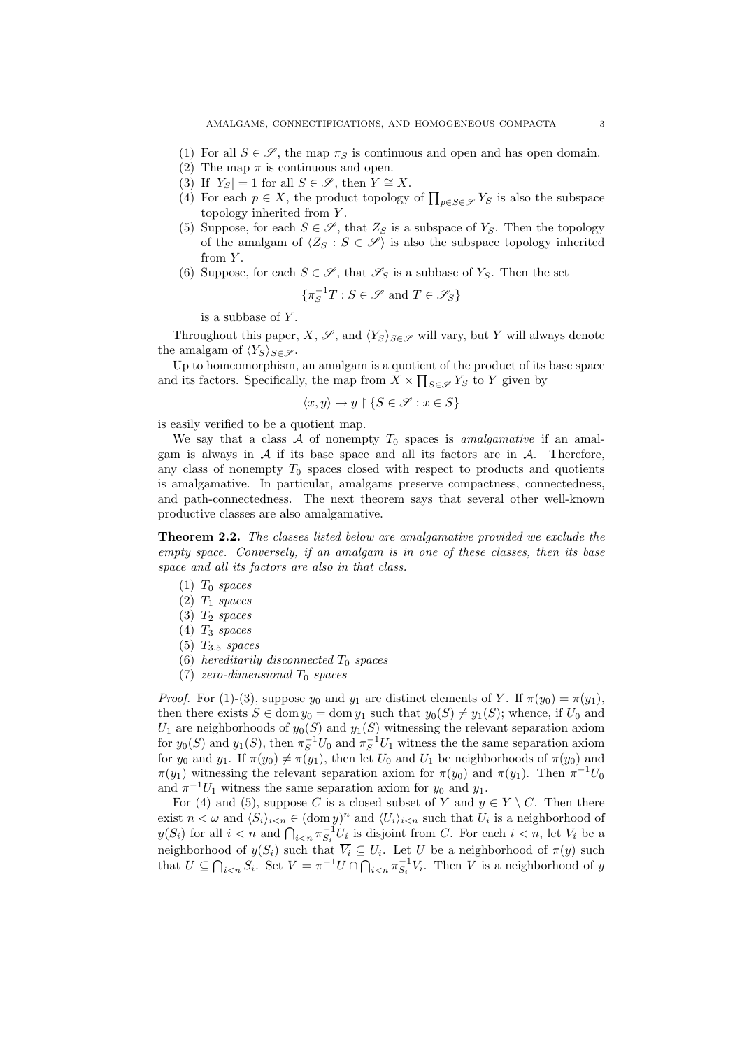(1) For all $S \in \mathscr{S}$, the map $\pi_S$ is continuous and open and has open domain.
(2) The map $\pi$ is continuous and open.
(3) If $|Y_S| = 1$ for all $S \in \mathscr{S}$, then $Y \cong X$.
(4) For each $p \in X$, the product topology of $\prod_{p \in S \in \mathscr{S}} Y_S$ is also the subspace topology inherited from $Y$.
(5) Suppose, for each $S \in \mathscr{S}$, that $Z_S$ is a subspace of $Y_S$. Then the topology of the amalgam of $\langle Z_S : S \in \mathscr{S} \rangle$ is also the subspace topology inherited from $Y$.
(6) Suppose, for each $S \in \mathscr{S}$, that $\mathscr{S}_S$ is a subbase of $Y_S$. Then the set

$$\{\pi_S^{-1} T : S \in \mathscr{S} \text{ and } T \in \mathscr{S}_S\}$$

is a subbase of $Y$.

Throughout this paper, $X$, $\mathscr{S}$, and $\langle Y_S \rangle_{S \in \mathscr{S}}$ will vary, but $Y$ will always denote the amalgam of $\langle Y_S \rangle_{S \in \mathscr{S}}$.

Up to homeomorphism, an amalgam is a quotient of the product of its base space and its factors. Specifically, the map from $X \times \prod_{S \in \mathscr{S}} Y_S$ to $Y$ given by

$$\langle x, y \rangle \mapsto y \restriction \{S \in \mathscr{S} : x \in S\}$$

is easily verified to be a quotient map.

We say that a class $\mathcal{A}$ of nonempty $T_0$ spaces is *amalgamative* if an amalgam is always in $\mathcal{A}$ if its base space and all its factors are in $\mathcal{A}$. Therefore, any class of nonempty $T_0$ spaces closed with respect to products and quotients is amalgamative. In particular, amalgams preserve compactness, connectedness, and path-connectedness. The next theorem says that several other well-known productive classes are also amalgamative.

**Theorem 2.2.** *The classes listed below are amalgamative provided we exclude the empty space. Conversely, if an amalgam is in one of these classes, then its base space and all its factors are also in that class.*

(1) *$T_0$ spaces*
(2) *$T_1$ spaces*
(3) *$T_2$ spaces*
(4) *$T_3$ spaces*
(5) *$T_{3.5}$ spaces*
(6) *hereditarily disconnected $T_0$ spaces*
(7) *zero-dimensional $T_0$ spaces*

*Proof.* For (1)-(3), suppose $y_0$ and $y_1$ are distinct elements of $Y$. If $\pi(y_0) = \pi(y_1)$, then there exists $S \in \operatorname{dom} y_0 = \operatorname{dom} y_1$ such that $y_0(S) \neq y_1(S)$; whence, if $U_0$ and $U_1$ are neighborhoods of $y_0(S)$ and $y_1(S)$ witnessing the relevant separation axiom for $y_0(S)$ and $y_1(S)$, then $\pi_S^{-1} U_0$ and $\pi_S^{-1} U_1$ witness the the same separation axiom for $y_0$ and $y_1$. If $\pi(y_0) \neq \pi(y_1)$, then let $U_0$ and $U_1$ be neighborhoods of $\pi(y_0)$ and $\pi(y_1)$ witnessing the relevant separation axiom for $\pi(y_0)$ and $\pi(y_1)$. Then $\pi^{-1} U_0$ and $\pi^{-1} U_1$ witness the same separation axiom for $y_0$ and $y_1$.

For (4) and (5), suppose $C$ is a closed subset of $Y$ and $y \in Y \setminus C$. Then there exist $n < \omega$ and $\langle S_i \rangle_{i<n} \in (\operatorname{dom} y)^n$ and $\langle U_i \rangle_{i<n}$ such that $U_i$ is a neighborhood of $y(S_i)$ for all $i < n$ and $\bigcap_{i<n} \pi_{S_i}^{-1} U_i$ is disjoint from $C$. For each $i < n$, let $V_i$ be a neighborhood of $y(S_i)$ such that $\overline{V_i} \subseteq U_i$. Let $U$ be a neighborhood of $\pi(y)$ such that $\overline{U} \subseteq \bigcap_{i<n} S_i$. Set $V = \pi^{-1} U \cap \bigcap_{i<n} \pi_{S_i}^{-1} V_i$. Then $V$ is a neighborhood of $y$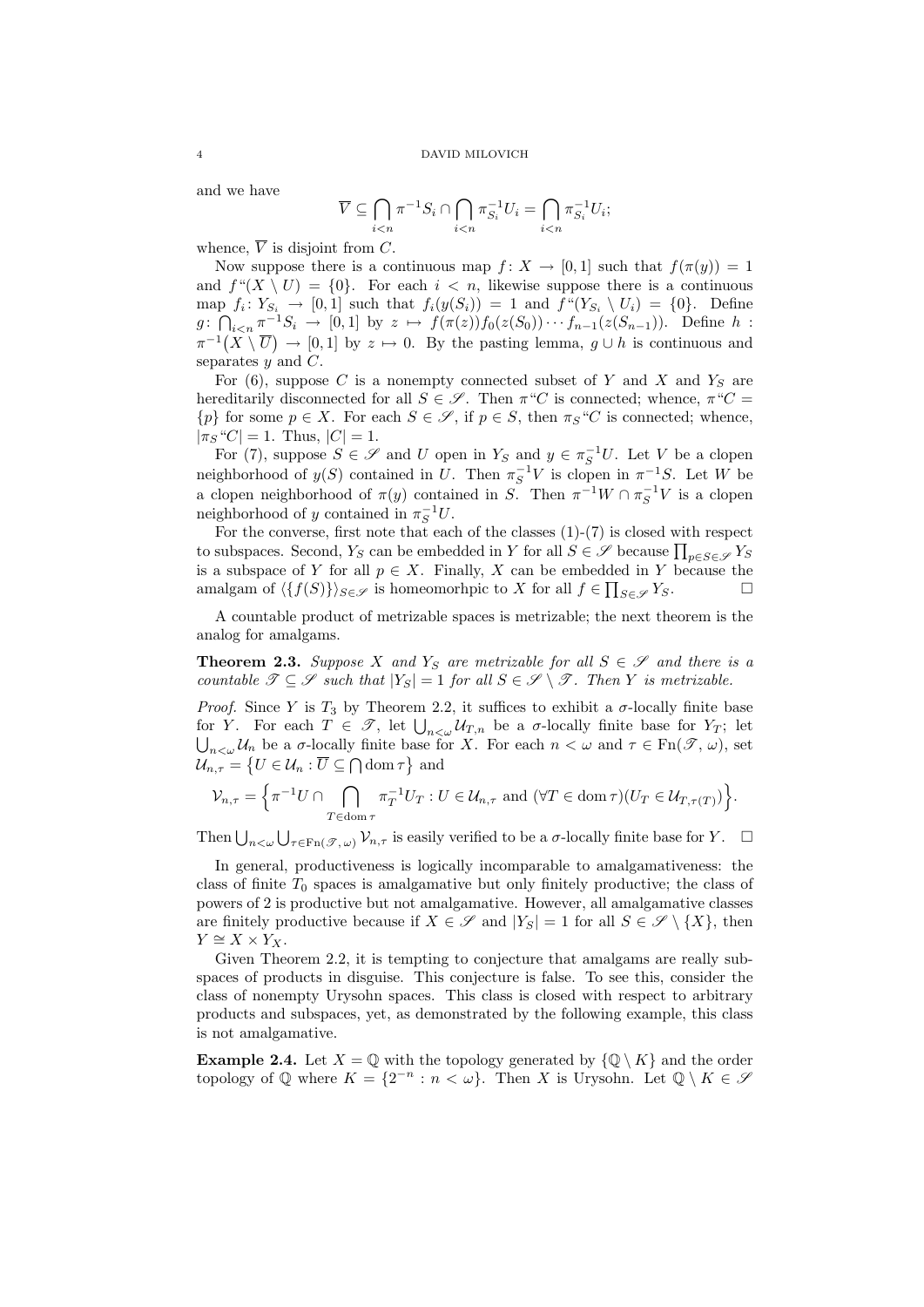and we have

$$\overline{V} \subseteq \bigcap_{i<n} \pi^{-1} S_i \cap \bigcap_{i<n} \pi_{S_i}^{-1} U_i = \bigcap_{i<n} \pi_{S_i}^{-1} U_i;$$

whence, $\overline{V}$ is disjoint from $C$.

Now suppose there is a continuous map $f\colon X \to [0,1]$ such that $f(\pi(y)) = 1$ and $f``(X \setminus U) = \{0\}$. For each $i < n$, likewise suppose there is a continuous map $f_i\colon Y_{S_i} \to [0,1]$ such that $f_i(y(S_i)) = 1$ and $f``(Y_{S_i} \setminus U_i) = \{0\}$. Define $g\colon \bigcap_{i<n} \pi^{-1} S_i \to [0,1]$ by $z \mapsto f(\pi(z)) f_0(z(S_0)) \cdots f_{n-1}(z(S_{n-1}))$. Define $h : \pi^{-1}\big(X \setminus \overline{U}\big) \to [0,1]$ by $z \mapsto 0$. By the pasting lemma, $g \cup h$ is continuous and separates $y$ and $C$.

For (6), suppose $C$ is a nonempty connected subset of $Y$ and $X$ and $Y_S$ are hereditarily disconnected for all $S \in \mathscr{S}$. Then $\pi``C$ is connected; whence, $\pi``C = \{p\}$ for some $p \in X$. For each $S \in \mathscr{S}$, if $p \in S$, then $\pi_S``C$ is connected; whence, $|\pi_S``C| = 1$. Thus, $|C| = 1$.

For (7), suppose $S \in \mathscr{S}$ and $U$ open in $Y_S$ and $y \in \pi_S^{-1} U$. Let $V$ be a clopen neighborhood of $y(S)$ contained in $U$. Then $\pi_S^{-1} V$ is clopen in $\pi^{-1} S$. Let $W$ be a clopen neighborhood of $\pi(y)$ contained in $S$. Then $\pi^{-1} W \cap \pi_S^{-1} V$ is a clopen neighborhood of $y$ contained in $\pi_S^{-1} U$.

For the converse, first note that each of the classes (1)-(7) is closed with respect to subspaces. Second, $Y_S$ can be embedded in $Y$ for all $S \in \mathscr{S}$ because $\prod_{p \in S \in \mathscr{S}} Y_S$ is a subspace of $Y$ for all $p \in X$. Finally, $X$ can be embedded in $Y$ because the amalgam of $\langle \{f(S)\} \rangle_{S \in \mathscr{S}}$ is homeomorhpic to $X$ for all $f \in \prod_{S \in \mathscr{S}} Y_S$. $\square$

A countable product of metrizable spaces is metrizable; the next theorem is the analog for amalgams.

**Theorem 2.3.** *Suppose $X$ and $Y_S$ are metrizable for all $S \in \mathscr{S}$ and there is a countable $\mathscr{T} \subseteq \mathscr{S}$ such that $|Y_S| = 1$ for all $S \in \mathscr{S} \setminus \mathscr{T}$. Then $Y$ is metrizable.*

*Proof.* Since $Y$ is $T_3$ by Theorem 2.2, it suffices to exhibit a $\sigma$-locally finite base for $Y$. For each $T \in \mathscr{T}$, let $\bigcup_{n<\omega} \mathcal{U}_{T,n}$ be a $\sigma$-locally finite base for $Y_T$; let $\bigcup_{n<\omega} \mathcal{U}_n$ be a $\sigma$-locally finite base for $X$. For each $n < \omega$ and $\tau \in \mathrm{Fn}(\mathscr{T}, \omega)$, set $\mathcal{U}_{n,\tau} = \big\{ U \in \mathcal{U}_n : \overline{U} \subseteq \bigcap \operatorname{dom} \tau \big\}$ and

$$\mathcal{V}_{n,\tau} = \Big\{ \pi^{-1} U \cap \bigcap_{T \in \operatorname{dom} \tau} \pi_T^{-1} U_T : U \in \mathcal{U}_{n,\tau} \text{ and } (\forall T \in \operatorname{dom} \tau)(U_T \in \mathcal{U}_{T,\tau(T)}) \Big\}.$$

Then $\bigcup_{n<\omega} \bigcup_{\tau \in \mathrm{Fn}(\mathscr{T},\omega)} \mathcal{V}_{n,\tau}$ is easily verified to be a $\sigma$-locally finite base for $Y$. $\square$

In general, productiveness is logically incomparable to amalgamativeness: the class of finite $T_0$ spaces is amalgamative but only finitely productive; the class of powers of 2 is productive but not amalgamative. However, all amalgamative classes are finitely productive because if $X \in \mathscr{S}$ and $|Y_S| = 1$ for all $S \in \mathscr{S} \setminus \{X\}$, then $Y \cong X \times Y_X$.

Given Theorem 2.2, it is tempting to conjecture that amalgams are really subspaces of products in disguise. This conjecture is false. To see this, consider the class of nonempty Urysohn spaces. This class is closed with respect to arbitrary products and subspaces, yet, as demonstrated by the following example, this class is not amalgamative.

**Example 2.4.** Let $X = \mathbb{Q}$ with the topology generated by $\{\mathbb{Q} \setminus K\}$ and the order topology of $\mathbb{Q}$ where $K = \{2^{-n} : n < \omega\}$. Then $X$ is Urysohn. Let $\mathbb{Q} \setminus K \in \mathscr{S}$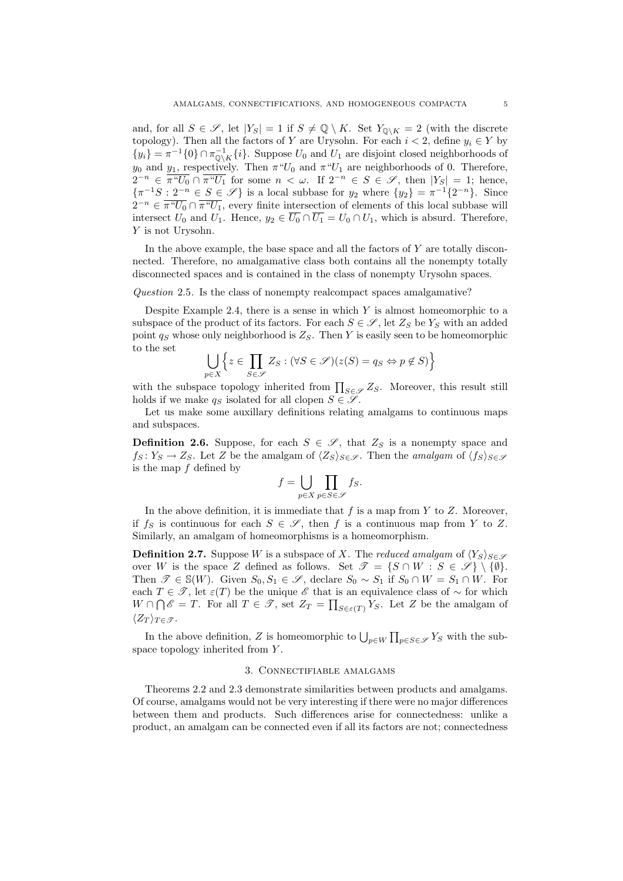and, for all $S \in \mathscr{S}$, let $|Y_S| = 1$ if $S \neq \mathbb{Q} \setminus K$. Set $Y_{\mathbb{Q}\setminus K} = 2$ (with the discrete topology). Then all the factors of $Y$ are Urysohn. For each $i < 2$, define $y_i \in Y$ by $\{y_i\} = \pi^{-1}\{0\} \cap \pi^{-1}_{\mathbb{Q}\setminus K}\{i\}$. Suppose $U_0$ and $U_1$ are disjoint closed neighborhoods of $y_0$ and $y_1$, respectively. Then $\pi``U_0$ and $\pi``U_1$ are neighborhoods of 0. Therefore, $2^{-n} \in \overline{\pi``U_0} \cap \overline{\pi``U_1}$ for some $n < \omega$. If $2^{-n} \in S \in \mathscr{S}$, then $|Y_S| = 1$; hence, $\{\pi^{-1}S : 2^{-n} \in S \in \mathscr{S}\}$ is a local subbase for $y_2$ where $\{y_2\} = \pi^{-1}\{2^{-n}\}$. Since $2^{-n} \in \overline{\pi``U_0} \cap \overline{\pi``U_1}$, every finite intersection of elements of this local subbase will intersect $U_0$ and $U_1$. Hence, $y_2 \in \overline{U_0} \cap \overline{U_1} = U_0 \cap U_1$, which is absurd. Therefore, $Y$ is not Urysohn.

In the above example, the base space and all the factors of $Y$ are totally disconnected. Therefore, no amalgamative class both contains all the nonempty totally disconnected spaces and is contained in the class of nonempty Urysohn spaces.

*Question* 2.5. Is the class of nonempty realcompact spaces amalgamative?

Despite Example 2.4, there is a sense in which $Y$ is almost homeomorphic to a subspace of the product of its factors. For each $S \in \mathscr{S}$, let $Z_S$ be $Y_S$ with an added point $q_S$ whose only neighborhood is $Z_S$. Then $Y$ is easily seen to be homeomorphic to the set

$$\bigcup_{p \in X} \Big\{ z \in \prod_{S \in \mathscr{S}} Z_S : (\forall S \in \mathscr{S})(z(S) = q_S \Leftrightarrow p \notin S) \Big\}$$

with the subspace topology inherited from $\prod_{S \in \mathscr{S}} Z_S$. Moreover, this result still holds if we make $q_S$ isolated for all clopen $S \in \mathscr{S}$.

Let us make some auxillary definitions relating amalgams to continuous maps and subspaces.

**Definition 2.6.** Suppose, for each $S \in \mathscr{S}$, that $Z_S$ is a nonempty space and $f_S \colon Y_S \to Z_S$. Let $Z$ be the amalgam of $\langle Z_S \rangle_{S \in \mathscr{S}}$. Then the *amalgam* of $\langle f_S \rangle_{S \in \mathscr{S}}$ is the map $f$ defined by

$$f = \bigcup_{p \in X} \prod_{p \in S \in \mathscr{S}} f_S.$$

In the above definition, it is immediate that $f$ is a map from $Y$ to $Z$. Moreover, if $f_S$ is continuous for each $S \in \mathscr{S}$, then $f$ is a continuous map from $Y$ to $Z$. Similarly, an amalgam of homeomorphisms is a homeomorphism.

**Definition 2.7.** Suppose $W$ is a subspace of $X$. The *reduced amalgam* of $\langle Y_S \rangle_{S \in \mathscr{S}}$ over $W$ is the space $Z$ defined as follows. Set $\mathscr{T} = \{S \cap W : S \in \mathscr{S}\} \setminus \{\emptyset\}$. Then $\mathscr{T} \in \mathbb{S}(W)$. Given $S_0, S_1 \in \mathscr{S}$, declare $S_0 \sim S_1$ if $S_0 \cap W = S_1 \cap W$. For each $T \in \mathscr{T}$, let $\varepsilon(T)$ be the unique $\mathscr{E}$ that is an equivalence class of $\sim$ for which $W \cap \bigcap \mathscr{E} = T$. For all $T \in \mathscr{T}$, set $Z_T = \prod_{S \in \varepsilon(T)} Y_S$. Let $Z$ be the amalgam of $\langle Z_T \rangle_{T \in \mathscr{T}}$.

In the above definition, $Z$ is homeomorphic to $\bigcup_{p \in W} \prod_{p \in S \in \mathscr{S}} Y_S$ with the subspace topology inherited from $Y$.

## 3. Connectifiable amalgams

Theorems 2.2 and 2.3 demonstrate similarities between products and amalgams. Of course, amalgams would not be very interesting if there were no major differences between them and products. Such differences arise for connectedness: unlike a product, an amalgam can be connected even if all its factors are not; connectedness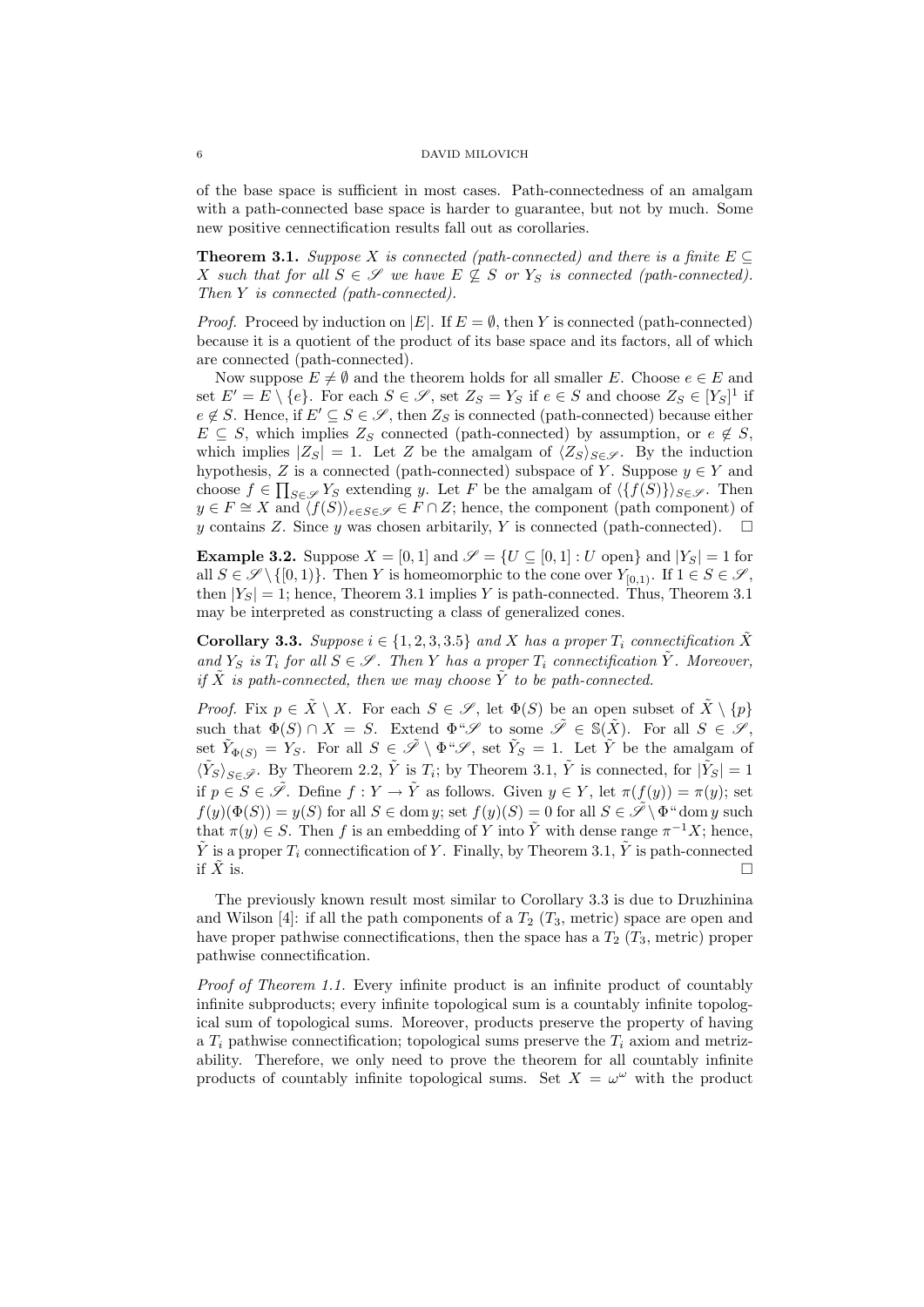of the base space is sufficient in most cases. Path-connectedness of an amalgam with a path-connected base space is harder to guarantee, but not by much. Some new positive cennectification results fall out as corollaries.

**Theorem 3.1.** *Suppose $X$ is connected (path-connected) and there is a finite $E \subseteq X$ such that for all $S \in \mathscr{S}$ we have $E \not\subseteq S$ or $Y_S$ is connected (path-connected). Then $Y$ is connected (path-connected).*

*Proof.* Proceed by induction on $|E|$. If $E = \emptyset$, then $Y$ is connected (path-connected) because it is a quotient of the product of its base space and its factors, all of which are connected (path-connected).

Now suppose $E \neq \emptyset$ and the theorem holds for all smaller $E$. Choose $e \in E$ and set $E' = E \setminus \{e\}$. For each $S \in \mathscr{S}$, set $Z_S = Y_S$ if $e \in S$ and choose $Z_S \in [Y_S]^1$ if $e \notin S$. Hence, if $E' \subseteq S \in \mathscr{S}$, then $Z_S$ is connected (path-connected) because either $E \subseteq S$, which implies $Z_S$ connected (path-connected) by assumption, or $e \notin S$, which implies $|Z_S| = 1$. Let $Z$ be the amalgam of $\langle Z_S \rangle_{S \in \mathscr{S}}$. By the induction hypothesis, $Z$ is a connected (path-connected) subspace of $Y$. Suppose $y \in Y$ and choose $f \in \prod_{S \in \mathscr{S}} Y_S$ extending $y$. Let $F$ be the amalgam of $\langle \{f(S)\} \rangle_{S \in \mathscr{S}}$. Then $y \in F \cong X$ and $\langle f(S) \rangle_{e \in S \in \mathscr{S}} \in F \cap Z$; hence, the component (path component) of $y$ contains $Z$. Since $y$ was chosen arbitarily, $Y$ is connected (path-connected). $\square$

**Example 3.2.** Suppose $X = [0, 1]$ and $\mathscr{S} = \{U \subseteq [0, 1] : U \text{ open}\}$ and $|Y_S| = 1$ for all $S \in \mathscr{S} \setminus \{[0, 1)\}$. Then $Y$ is homeomorphic to the cone over $Y_{[0,1)}$. If $1 \in S \in \mathscr{S}$, then $|Y_S| = 1$; hence, Theorem 3.1 implies $Y$ is path-connected. Thus, Theorem 3.1 may be interpreted as constructing a class of generalized cones.

**Corollary 3.3.** *Suppose $i \in \{1, 2, 3, 3.5\}$ and $X$ has a proper $T_i$ connectification $\tilde{X}$ and $Y_S$ is $T_i$ for all $S \in \mathscr{S}$. Then $Y$ has a proper $T_i$ connectification $\tilde{Y}$. Moreover, if $\tilde{X}$ is path-connected, then we may choose $\tilde{Y}$ to be path-connected.*

*Proof.* Fix $p \in \tilde{X} \setminus X$. For each $S \in \mathscr{S}$, let $\Phi(S)$ be an open subset of $\tilde{X} \setminus \{p\}$ such that $\Phi(S) \cap X = S$. Extend $\Phi``\mathscr{S}$ to some $\tilde{\mathscr{S}} \in \mathbb{S}(\tilde{X})$. For all $S \in \mathscr{S}$, set $\tilde{Y}_{\Phi(S)} = Y_S$. For all $S \in \tilde{\mathscr{S}} \setminus \Phi``\mathscr{S}$, set $\tilde{Y}_S = 1$. Let $\tilde{Y}$ be the amalgam of $\langle \tilde{Y}_S \rangle_{S \in \tilde{\mathscr{S}}}$. By Theorem 2.2, $\tilde{Y}$ is $T_i$; by Theorem 3.1, $\tilde{Y}$ is connected, for $|\tilde{Y}_S| = 1$ if $p \in S \in \tilde{\mathscr{S}}$. Define $f : Y \to \tilde{Y}$ as follows. Given $y \in Y$, let $\pi(f(y)) = \pi(y)$; set $f(y)(\Phi(S)) = y(S)$ for all $S \in \operatorname{dom} y$; set $f(y)(S) = 0$ for all $S \in \tilde{\mathscr{S}} \setminus \Phi``\operatorname{dom} y$ such that $\pi(y) \in S$. Then $f$ is an embedding of $Y$ into $\tilde{Y}$ with dense range $\pi^{-1}X$; hence, $\tilde{Y}$ is a proper $T_i$ connectification of $Y$. Finally, by Theorem 3.1, $\tilde{Y}$ is path-connected if $\tilde{X}$ is. $\square$

The previously known result most similar to Corollary 3.3 is due to Druzhinina and Wilson [4]: if all the path components of a $T_2$ ($T_3$, metric) space are open and have proper pathwise connectifications, then the space has a $T_2$ ($T_3$, metric) proper pathwise connectification.

*Proof of Theorem 1.1.* Every infinite product is an infinite product of countably infinite subproducts; every infinite topological sum is a countably infinite topological sum of topological sums. Moreover, products preserve the property of having a $T_i$ pathwise connectification; topological sums preserve the $T_i$ axiom and metrizability. Therefore, we only need to prove the theorem for all countably infinite products of countably infinite topological sums. Set $X = \omega^\omega$ with the product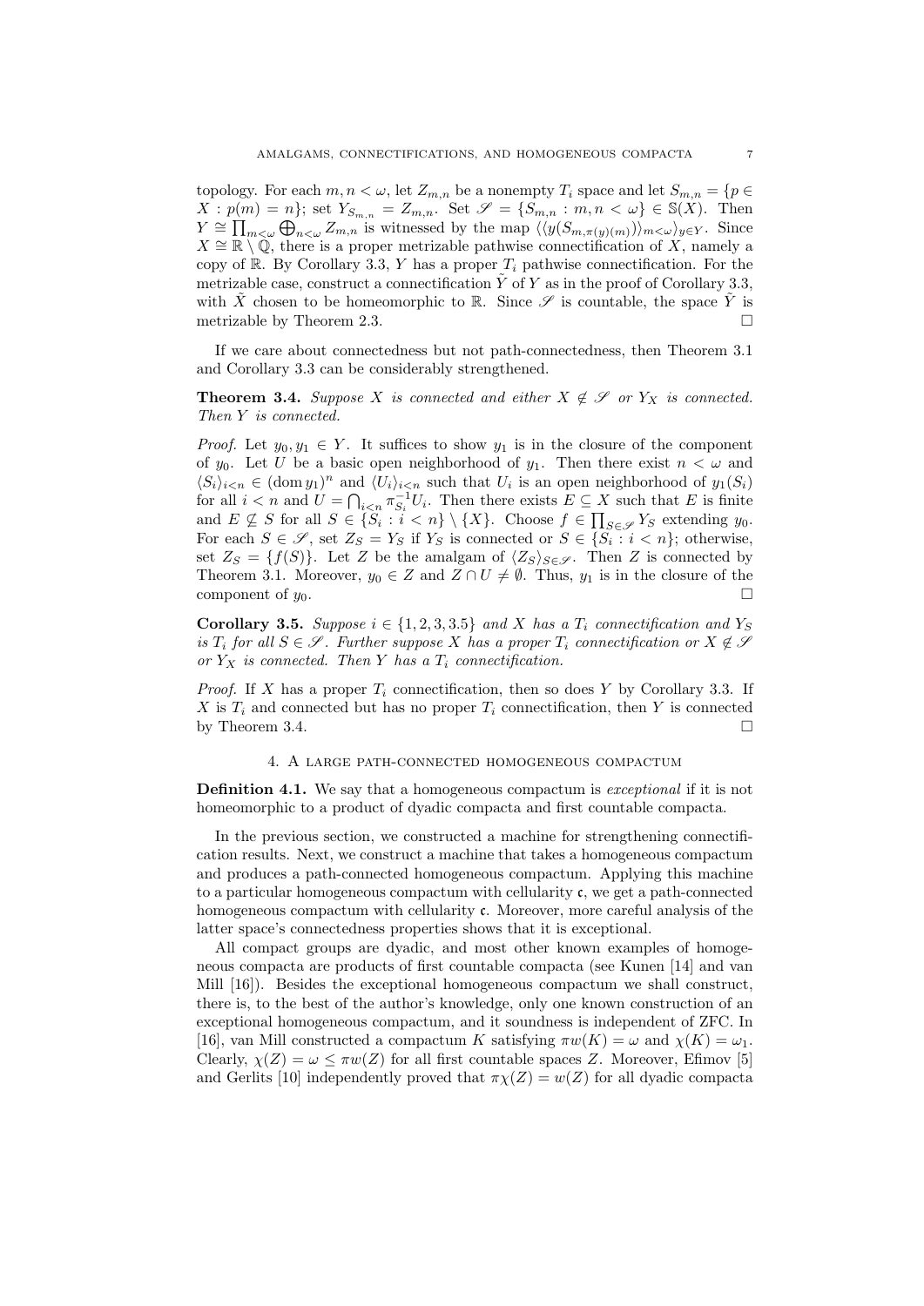topology. For each $m, n < \omega$, let $Z_{m,n}$ be a nonempty $T_i$ space and let $S_{m,n} = \{p \in X : p(m) = n\}$; set $Y_{S_{m,n}} = Z_{m,n}$. Set $\mathscr{S} = \{S_{m,n} : m, n < \omega\} \in \mathbb{S}(X)$. Then $Y \cong \prod_{m<\omega} \bigoplus_{n<\omega} Z_{m,n}$ is witnessed by the map $\langle\langle y(S_{m,\pi(y)(m)})\rangle_{m<\omega}\rangle_{y\in Y}$. Since $X \cong \mathbb{R} \setminus \mathbb{Q}$, there is a proper metrizable pathwise connectification of $X$, namely a copy of $\mathbb{R}$. By Corollary 3.3, $Y$ has a proper $T_i$ pathwise connectification. For the metrizable case, construct a connectification $\tilde{Y}$ of $Y$ as in the proof of Corollary 3.3, with $\tilde{X}$ chosen to be homeomorphic to $\mathbb{R}$. Since $\mathscr{S}$ is countable, the space $\tilde{Y}$ is metrizable by Theorem 2.3. □

If we care about connectedness but not path-connectedness, then Theorem 3.1 and Corollary 3.3 can be considerably strengthened.

**Theorem 3.4.** *Suppose $X$ is connected and either $X \notin \mathscr{S}$ or $Y_X$ is connected. Then $Y$ is connected.*

*Proof.* Let $y_0, y_1 \in Y$. It suffices to show $y_1$ is in the closure of the component of $y_0$. Let $U$ be a basic open neighborhood of $y_1$. Then there exist $n < \omega$ and $\langle S_i\rangle_{i<n} \in (\operatorname{dom} y_1)^n$ and $\langle U_i\rangle_{i<n}$ such that $U_i$ is an open neighborhood of $y_1(S_i)$ for all $i < n$ and $U = \bigcap_{i<n} \pi_{S_i}^{-1} U_i$. Then there exists $E \subseteq X$ such that $E$ is finite and $E \nsubseteq S$ for all $S \in \{S_i : i < n\} \setminus \{X\}$. Choose $f \in \prod_{S\in\mathscr{S}} Y_S$ extending $y_0$. For each $S \in \mathscr{S}$, set $Z_S = Y_S$ if $Y_S$ is connected or $S \in \{S_i : i < n\}$; otherwise, set $Z_S = \{f(S)\}$. Let $Z$ be the amalgam of $\langle Z_S\rangle_{S\in\mathscr{S}}$. Then $Z$ is connected by Theorem 3.1. Moreover, $y_0 \in Z$ and $Z \cap U \neq \emptyset$. Thus, $y_1$ is in the closure of the component of $y_0$. □

**Corollary 3.5.** *Suppose $i \in \{1, 2, 3, 3.5\}$ and $X$ has a $T_i$ connectification and $Y_S$ is $T_i$ for all $S \in \mathscr{S}$. Further suppose $X$ has a proper $T_i$ connectification or $X \notin \mathscr{S}$ or $Y_X$ is connected. Then $Y$ has a $T_i$ connectification.*

*Proof.* If $X$ has a proper $T_i$ connectification, then so does $Y$ by Corollary 3.3. If $X$ is $T_i$ and connected but has no proper $T_i$ connectification, then $Y$ is connected by Theorem 3.4. □

## 4. A large path-connected homogeneous compactum

**Definition 4.1.** We say that a homogeneous compactum is *exceptional* if it is not homeomorphic to a product of dyadic compacta and first countable compacta.

In the previous section, we constructed a machine for strengthening connectification results. Next, we construct a machine that takes a homogeneous compactum and produces a path-connected homogeneous compactum. Applying this machine to a particular homogeneous compactum with cellularity $\mathfrak{c}$, we get a path-connected homogeneous compactum with cellularity $\mathfrak{c}$. Moreover, more careful analysis of the latter space's connectedness properties shows that it is exceptional.

All compact groups are dyadic, and most other known examples of homogeneous compacta are products of first countable compacta (see Kunen [14] and van Mill [16]). Besides the exceptional homogeneous compactum we shall construct, there is, to the best of the author's knowledge, only one known construction of an exceptional homogeneous compactum, and it soundness is independent of ZFC. In [16], van Mill constructed a compactum $K$ satisfying $\pi w(K) = \omega$ and $\chi(K) = \omega_1$. Clearly, $\chi(Z) = \omega \leq \pi w(Z)$ for all first countable spaces $Z$. Moreover, Efimov [5] and Gerlits [10] independently proved that $\pi\chi(Z) = w(Z)$ for all dyadic compacta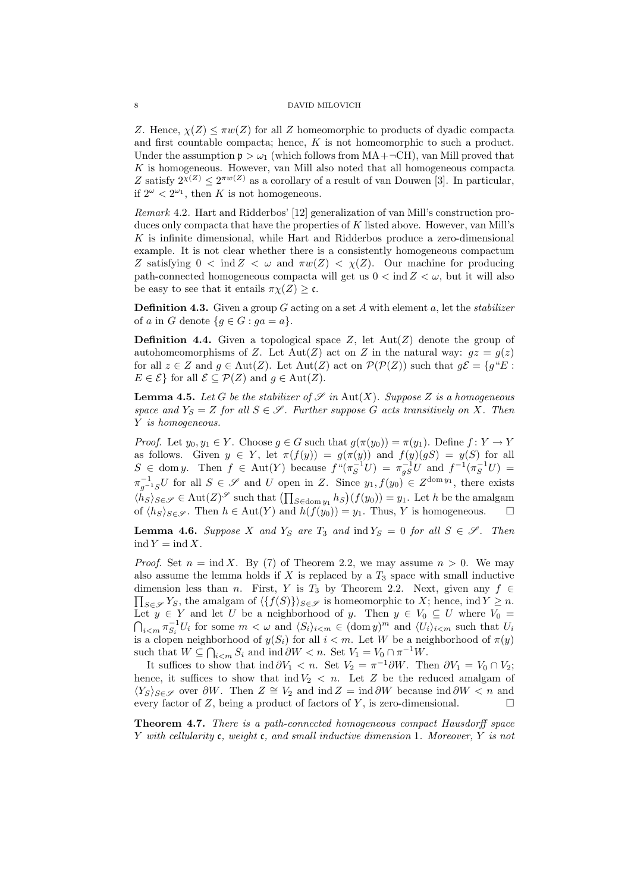$Z$. Hence, $\chi(Z) \leq \pi w(Z)$ for all $Z$ homeomorphic to products of dyadic compacta and first countable compacta; hence, $K$ is not homeomorphic to such a product. Under the assumption $\mathfrak{p} > \omega_1$ (which follows from MA+$\neg$CH), van Mill proved that $K$ is homogeneous. However, van Mill also noted that all homogeneous compacta $Z$ satisfy $2^{\chi(Z)} \leq 2^{\pi w(Z)}$ as a corollary of a result of van Douwen [3]. In particular, if $2^\omega < 2^{\omega_1}$, then $K$ is not homogeneous.

*Remark* 4.2. Hart and Ridderbos' [12] generalization of van Mill's construction produces only compacta that have the properties of $K$ listed above. However, van Mill's $K$ is infinite dimensional, while Hart and Ridderbos produce a zero-dimensional example. It is not clear whether there is a consistently homogeneous compactum $Z$ satisfying $0 < \operatorname{ind} Z < \omega$ and $\pi w(Z) < \chi(Z)$. Our machine for producing path-connected homogeneous compacta will get us $0 < \operatorname{ind} Z < \omega$, but it will also be easy to see that it entails $\pi\chi(Z) \geq \mathfrak{c}$.

**Definition 4.3.** Given a group $G$ acting on a set $A$ with element $a$, let the *stabilizer* of $a$ in $G$ denote $\{g \in G : ga = a\}$.

**Definition 4.4.** Given a topological space $Z$, let $\operatorname{Aut}(Z)$ denote the group of autohomeomorphisms of $Z$. Let $\operatorname{Aut}(Z)$ act on $Z$ in the natural way: $gz = g(z)$ for all $z \in Z$ and $g \in \operatorname{Aut}(Z)$. Let $\operatorname{Aut}(Z)$ act on $\mathcal{P}(\mathcal{P}(Z))$ such that $g\mathcal{E} = \{g``E : E \in \mathcal{E}\}$ for all $\mathcal{E} \subseteq \mathcal{P}(Z)$ and $g \in \operatorname{Aut}(Z)$.

**Lemma 4.5.** *Let $G$ be the stabilizer of $\mathscr{S}$ in $\operatorname{Aut}(X)$. Suppose $Z$ is a homogeneous space and $Y_S = Z$ for all $S \in \mathscr{S}$. Further suppose $G$ acts transitively on $X$. Then $Y$ is homogeneous.*

*Proof.* Let $y_0, y_1 \in Y$. Choose $g \in G$ such that $g(\pi(y_0)) = \pi(y_1)$. Define $f \colon Y \to Y$ as follows. Given $y \in Y$, let $\pi(f(y)) = g(\pi(y))$ and $f(y)(gS) = y(S)$ for all $S \in \operatorname{dom} y$. Then $f \in \operatorname{Aut}(Y)$ because $f``(\pi_S^{-1}U) = \pi_{gS}^{-1}U$ and $f^{-1}(\pi_S^{-1}U) = \pi_{g^{-1}S}^{-1}U$ for all $S \in \mathscr{S}$ and $U$ open in $Z$. Since $y_1, f(y_0) \in Z^{\operatorname{dom} y_1}$, there exists $\langle h_S \rangle_{S \in \mathscr{S}} \in \operatorname{Aut}(Z)^{\mathscr{S}}$ such that $\left(\prod_{S \in \operatorname{dom} y_1} h_S\right)(f(y_0)) = y_1$. Let $h$ be the amalgam of $\langle h_S \rangle_{S \in \mathscr{S}}$. Then $h \in \operatorname{Aut}(Y)$ and $h(f(y_0)) = y_1$. Thus, $Y$ is homogeneous. $\square$

**Lemma 4.6.** *Suppose $X$ and $Y_S$ are $T_3$ and $\operatorname{ind} Y_S = 0$ for all $S \in \mathscr{S}$. Then $\operatorname{ind} Y = \operatorname{ind} X$.*

*Proof.* Set $n = \operatorname{ind} X$. By (7) of Theorem 2.2, we may assume $n > 0$. We may also assume the lemma holds if $X$ is replaced by a $T_3$ space with small inductive dimension less than $n$. First, $Y$ is $T_3$ by Theorem 2.2. Next, given any $f \in \prod_{S \in \mathscr{S}} Y_S$, the amalgam of $\langle \{f(S)\} \rangle_{S \in \mathscr{S}}$ is homeomorphic to $X$; hence, $\operatorname{ind} Y \geq n$. Let $y \in Y$ and let $U$ be a neighborhood of $y$. Then $y \in V_0 \subseteq U$ where $V_0 = \bigcap_{i<m} \pi_{S_i}^{-1} U_i$ for some $m < \omega$ and $\langle S_i \rangle_{i<m} \in (\operatorname{dom} y)^m$ and $\langle U_i \rangle_{i<m}$ such that $U_i$ is a clopen neighborhood of $y(S_i)$ for all $i < m$. Let $W$ be a neighborhood of $\pi(y)$ such that $W \subseteq \bigcap_{i<m} S_i$ and $\operatorname{ind} \partial W < n$. Set $V_1 = V_0 \cap \pi^{-1} W$.

It suffices to show that $\operatorname{ind} \partial V_1 < n$. Set $V_2 = \pi^{-1} \partial W$. Then $\partial V_1 = V_0 \cap V_2$; hence, it suffices to show that $\operatorname{ind} V_2 < n$. Let $Z$ be the reduced amalgam of $\langle Y_S \rangle_{S \in \mathscr{S}}$ over $\partial W$. Then $Z \cong V_2$ and $\operatorname{ind} Z = \operatorname{ind} \partial W$ because $\operatorname{ind} \partial W < n$ and every factor of $Z$, being a product of factors of $Y$, is zero-dimensional. $\square$

**Theorem 4.7.** *There is a path-connected homogeneous compact Hausdorff space $Y$ with cellularity $\mathfrak{c}$, weight $\mathfrak{c}$, and small inductive dimension 1. Moreover, $Y$ is not*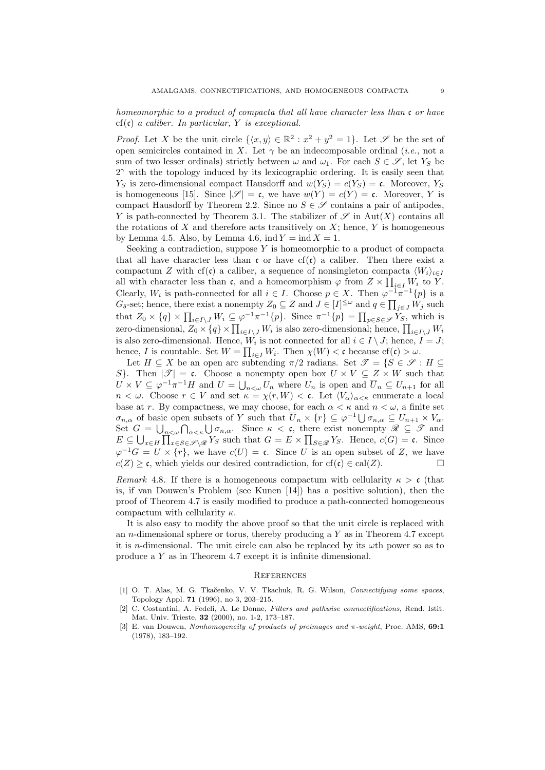*homeomorphic to a product of compacta that all have character less than $\mathfrak{c}$ or have $\mathrm{cf}(\mathfrak{c})$ a caliber. In particular, $Y$ is exceptional.*

*Proof.* Let $X$ be the unit circle $\{\langle x, y\rangle \in \mathbb{R}^2 : x^2 + y^2 = 1\}$. Let $\mathscr{S}$ be the set of open semicircles contained in $X$. Let $\gamma$ be an indecomposable ordinal (*i.e.*, not a sum of two lesser ordinals) strictly between $\omega$ and $\omega_1$. For each $S \in \mathscr{S}$, let $Y_S$ be $2^\gamma$ with the topology induced by its lexicographic ordering. It is easily seen that $Y_S$ is zero-dimensional compact Hausdorff and $w(Y_S) = c(Y_S) = \mathfrak{c}$. Moreover, $Y_S$ is homogeneous [15]. Since $|\mathscr{S}| = \mathfrak{c}$, we have $w(Y) = c(Y) = \mathfrak{c}$. Moreover, $Y$ is compact Hausdorff by Theorem 2.2. Since no $S \in \mathscr{S}$ contains a pair of antipodes, $Y$ is path-connected by Theorem 3.1. The stabilizer of $\mathscr{S}$ in $\mathrm{Aut}(X)$ contains all the rotations of $X$ and therefore acts transitively on $X$; hence, $Y$ is homogeneous by Lemma 4.5. Also, by Lemma 4.6, $\mathrm{ind}\, Y = \mathrm{ind}\, X = 1$.

Seeking a contradiction, suppose $Y$ is homeomorphic to a product of compacta that all have character less than $\mathfrak{c}$ or have $\mathrm{cf}(\mathfrak{c})$ a caliber. Then there exist a compactum $Z$ with $\mathrm{cf}(\mathfrak{c})$ a caliber, a sequence of nonsingleton compacta $\langle W_i\rangle_{i\in I}$ all with character less than $\mathfrak{c}$, and a homeomorphism $\varphi$ from $Z \times \prod_{i\in I} W_i$ to $Y$. Clearly, $W_i$ is path-connected for all $i \in I$. Choose $p \in X$. Then $\varphi^{-1}\pi^{-1}\{p\}$ is a $G_\delta$-set; hence, there exist a nonempty $Z_0 \subseteq Z$ and $J \in [I]^{\leq\omega}$ and $q \in \prod_{j\in J} W_j$ such that $Z_0 \times \{q\} \times \prod_{i\in I\setminus J} W_i \subseteq \varphi^{-1}\pi^{-1}\{p\}$. Since $\pi^{-1}\{p\} = \prod_{p\in S\in\mathscr{S}} Y_S$, which is zero-dimensional, $Z_0 \times \{q\} \times \prod_{i\in I\setminus J} W_i$ is also zero-dimensional; hence, $\prod_{i\in I\setminus J} W_i$ is also zero-dimensional. Hence, $W_i$ is not connected for all $i \in I \setminus J$; hence, $I = J$; hence, $I$ is countable. Set $W = \prod_{i\in I} W_i$. Then $\chi(W) < \mathfrak{c}$ because $\mathrm{cf}(\mathfrak{c}) > \omega$.

Let $H \subseteq X$ be an open arc subtending $\pi/2$ radians. Set $\mathscr{T} = \{S \in \mathscr{S} : H \subseteq S\}$. Then $|\mathscr{T}| = \mathfrak{c}$. Choose a nonempty open box $U \times V \subseteq Z \times W$ such that $U \times V \subseteq \varphi^{-1}\pi^{-1}H$ and $U = \bigcup_{n<\omega} U_n$ where $U_n$ is open and $\overline{U}_n \subseteq U_{n+1}$ for all $n < \omega$. Choose $r \in V$ and set $\kappa = \chi(r, W) < \mathfrak{c}$. Let $\langle V_\alpha\rangle_{\alpha<\kappa}$ enumerate a local base at $r$. By compactness, we may choose, for each $\alpha < \kappa$ and $n < \omega$, a finite set $\sigma_{n,\alpha}$ of basic open subsets of $Y$ such that $\overline{U}_n \times \{r\} \subseteq \varphi^{-1} \bigcup \sigma_{n,\alpha} \subseteq U_{n+1} \times V_\alpha$. Set $G = \bigcup_{n<\omega} \bigcap_{\alpha<\kappa} \bigcup \sigma_{n,\alpha}$. Since $\kappa < \mathfrak{c}$, there exist nonempty $\mathscr{R} \subseteq \mathscr{T}$ and $E \subseteq \bigcup_{x\in H} \prod_{x\in S\in\mathscr{S}\setminus\mathscr{R}} Y_S$ such that $G = E \times \prod_{S\in\mathscr{R}} Y_S$. Hence, $c(G) = \mathfrak{c}$. Since $\varphi^{-1}G = U \times \{r\}$, we have $c(U) = \mathfrak{c}$. Since $U$ is an open subset of $Z$, we have $c(Z) \geq \mathfrak{c}$, which yields our desired contradiction, for $\mathrm{cf}(\mathfrak{c}) \in \mathrm{cal}(Z)$. □

*Remark* 4.8. If there is a homogeneous compactum with cellularity $\kappa > \mathfrak{c}$ (that is, if van Douwen's Problem (see Kunen [14]) has a positive solution), then the proof of Theorem 4.7 is easily modified to produce a path-connected homogeneous compactum with cellularity $\kappa$.

It is also easy to modify the above proof so that the unit circle is replaced with an $n$-dimensional sphere or torus, thereby producing a $Y$ as in Theorem 4.7 except it is $n$-dimensional. The unit circle can also be replaced by its $\omega$th power so as to produce a $Y$ as in Theorem 4.7 except it is infinite dimensional.

## References

[1] O. T. Alas, M. G. Tkačenko, V. V. Tkachuk, R. G. Wilson, *Connectifying some spaces*, Topology Appl. **71** (1996), no 3, 203–215.

[2] C. Costantini, A. Fedeli, A. Le Donne, *Filters and pathwise connectifications*, Rend. Istit. Mat. Univ. Trieste, **32** (2000), no. 1-2, 173–187.

[3] E. van Douwen, *Nonhomogeneity of products of preimages and π-weight*, Proc. AMS, **69:1** (1978), 183–192.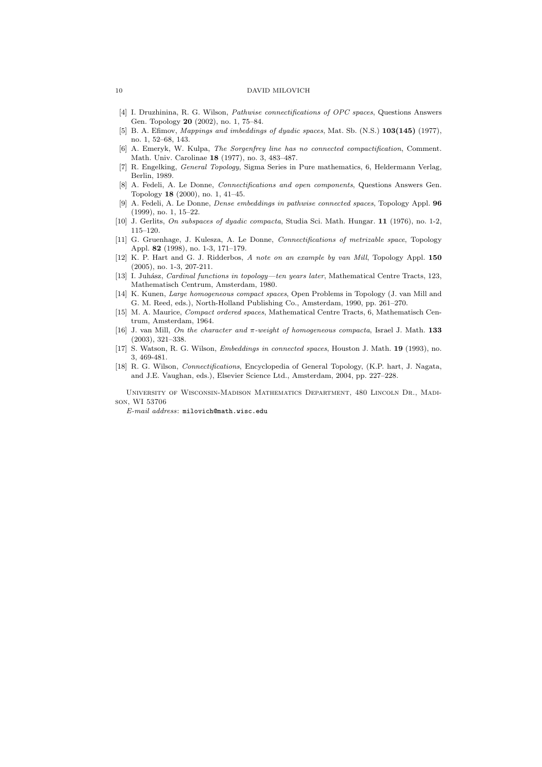[4] I. Druzhinina, R. G. Wilson, *Pathwise connectifications of OPC spaces*, Questions Answers Gen. Topology **20** (2002), no. 1, 75–84.

[5] B. A. Efimov, *Mappings and imbeddings of dyadic spaces*, Mat. Sb. (N.S.) **103(145)** (1977), no. 1, 52–68, 143.

[6] A. Emeryk, W. Kulpa, *The Sorgenfrey line has no connected compactification*, Comment. Math. Univ. Carolinae **18** (1977), no. 3, 483–487.

[7] R. Engelking, *General Topology*, Sigma Series in Pure mathematics, 6, Heldermann Verlag, Berlin, 1989.

[8] A. Fedeli, A. Le Donne, *Connectifications and open components*, Questions Answers Gen. Topology **18** (2000), no. 1, 41–45.

[9] A. Fedeli, A. Le Donne, *Dense embeddings in pathwise connected spaces*, Topology Appl. **96** (1999), no. 1, 15–22.

[10] J. Gerlits, *On subspaces of dyadic compacta*, Studia Sci. Math. Hungar. **11** (1976), no. 1-2, 115–120.

[11] G. Gruenhage, J. Kulesza, A. Le Donne, *Connectifications of metrizable space*, Topology Appl. **82** (1998), no. 1-3, 171–179.

[12] K. P. Hart and G. J. Ridderbos, *A note on an example by van Mill*, Topology Appl. **150** (2005), no. 1-3, 207-211.

[13] I. Juhász, *Cardinal functions in topology—ten years later*, Mathematical Centre Tracts, 123, Mathematisch Centrum, Amsterdam, 1980.

[14] K. Kunen, *Large homogeneous compact spaces*, Open Problems in Topology (J. van Mill and G. M. Reed, eds.), North-Holland Publishing Co., Amsterdam, 1990, pp. 261–270.

[15] M. A. Maurice, *Compact ordered spaces*, Mathematical Centre Tracts, 6, Mathematisch Centrum, Amsterdam, 1964.

[16] J. van Mill, *On the character and $\pi$-weight of homogeneous compacta*, Israel J. Math. **133** (2003), 321–338.

[17] S. Watson, R. G. Wilson, *Embeddings in connected spaces*, Houston J. Math. **19** (1993), no. 3, 469-481.

[18] R. G. Wilson, *Connectifications*, Encyclopedia of General Topology, (K.P. hart, J. Nagata, and J.E. Vaughan, eds.), Elsevier Science Ltd., Amsterdam, 2004, pp. 227–228.

University of Wisconsin-Madison Mathematics Department, 480 Lincoln Dr., Madison, WI 53706

*E-mail address*: milovich@math.wisc.edu